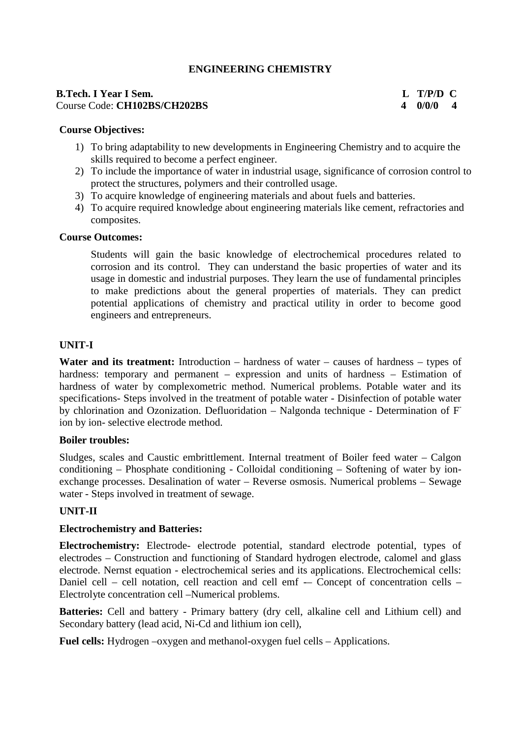# ENGINEERING CHEMISTRY

**B.Tech. I Year I Sem.**  
Course Code: **CH102BS/CH202BS**

| L | T/P/D | C |
|---|---|---|
| 4 | 0/0/0 | 4 |

**Course Objectives:**

1) To bring adaptability to new developments in Engineering Chemistry and to acquire the skills required to become a perfect engineer.
2) To include the importance of water in industrial usage, significance of corrosion control to protect the structures, polymers and their controlled usage.
3) To acquire knowledge of engineering materials and about fuels and batteries.
4) To acquire required knowledge about engineering materials like cement, refractories and composites.

**Course Outcomes:**

Students will gain the basic knowledge of electrochemical procedures related to corrosion and its control. They can understand the basic properties of water and its usage in domestic and industrial purposes. They learn the use of fundamental principles to make predictions about the general properties of materials. They can predict potential applications of chemistry and practical utility in order to become good engineers and entrepreneurs.

## UNIT-I

**Water and its treatment:** Introduction – hardness of water – causes of hardness – types of hardness: temporary and permanent – expression and units of hardness – Estimation of hardness of water by complexometric method. Numerical problems. Potable water and its specifications- Steps involved in the treatment of potable water - Disinfection of potable water by chlorination and Ozonization. Defluoridation – Nalgonda technique - Determination of $F^-$ ion by ion- selective electrode method.

**Boiler troubles:**

Sludges, scales and Caustic embrittlement. Internal treatment of Boiler feed water – Calgon conditioning – Phosphate conditioning - Colloidal conditioning – Softening of water by ion-exchange processes. Desalination of water – Reverse osmosis. Numerical problems – Sewage water - Steps involved in treatment of sewage.

## UNIT-II

**Electrochemistry and Batteries:**

**Electrochemistry:** Electrode- electrode potential, standard electrode potential, types of electrodes – Construction and functioning of Standard hydrogen electrode, calomel and glass electrode. Nernst equation - electrochemical series and its applications. Electrochemical cells: Daniel cell – cell notation, cell reaction and cell emf -– Concept of concentration cells – Electrolyte concentration cell –Numerical problems.

**Batteries:** Cell and battery - Primary battery (dry cell, alkaline cell and Lithium cell) and Secondary battery (lead acid, Ni-Cd and lithium ion cell),

**Fuel cells:** Hydrogen –oxygen and methanol-oxygen fuel cells – Applications.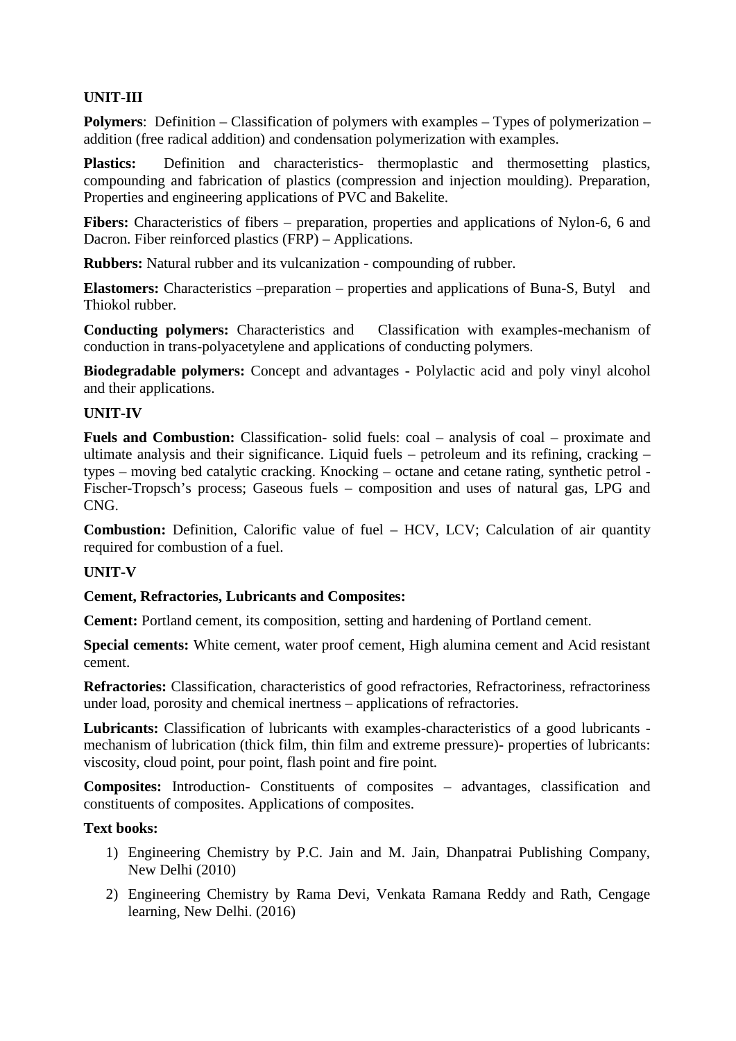## UNIT-III

**Polymers**: Definition – Classification of polymers with examples – Types of polymerization – addition (free radical addition) and condensation polymerization with examples.

**Plastics:** Definition and characteristics- thermoplastic and thermosetting plastics, compounding and fabrication of plastics (compression and injection moulding). Preparation, Properties and engineering applications of PVC and Bakelite.

**Fibers:** Characteristics of fibers – preparation, properties and applications of Nylon-6, 6 and Dacron. Fiber reinforced plastics (FRP) – Applications.

**Rubbers:** Natural rubber and its vulcanization - compounding of rubber.

**Elastomers:** Characteristics –preparation – properties and applications of Buna-S, Butyl and Thiokol rubber.

**Conducting polymers:** Characteristics and Classification with examples-mechanism of conduction in trans-polyacetylene and applications of conducting polymers.

**Biodegradable polymers:** Concept and advantages - Polylactic acid and poly vinyl alcohol and their applications.

## UNIT-IV

**Fuels and Combustion:** Classification- solid fuels: coal – analysis of coal – proximate and ultimate analysis and their significance. Liquid fuels – petroleum and its refining, cracking – types – moving bed catalytic cracking. Knocking – octane and cetane rating, synthetic petrol - Fischer-Tropsch's process; Gaseous fuels – composition and uses of natural gas, LPG and CNG.

**Combustion:** Definition, Calorific value of fuel – HCV, LCV; Calculation of air quantity required for combustion of a fuel.

## UNIT-V

**Cement, Refractories, Lubricants and Composites:**

**Cement:** Portland cement, its composition, setting and hardening of Portland cement.

**Special cements:** White cement, water proof cement, High alumina cement and Acid resistant cement.

**Refractories:** Classification, characteristics of good refractories, Refractoriness, refractoriness under load, porosity and chemical inertness – applications of refractories.

**Lubricants:** Classification of lubricants with examples-characteristics of a good lubricants - mechanism of lubrication (thick film, thin film and extreme pressure)- properties of lubricants: viscosity, cloud point, pour point, flash point and fire point.

**Composites:** Introduction- Constituents of composites – advantages, classification and constituents of composites. Applications of composites.

**Text books:**

1) Engineering Chemistry by P.C. Jain and M. Jain, Dhanpatrai Publishing Company, New Delhi (2010)
2) Engineering Chemistry by Rama Devi, Venkata Ramana Reddy and Rath, Cengage learning, New Delhi. (2016)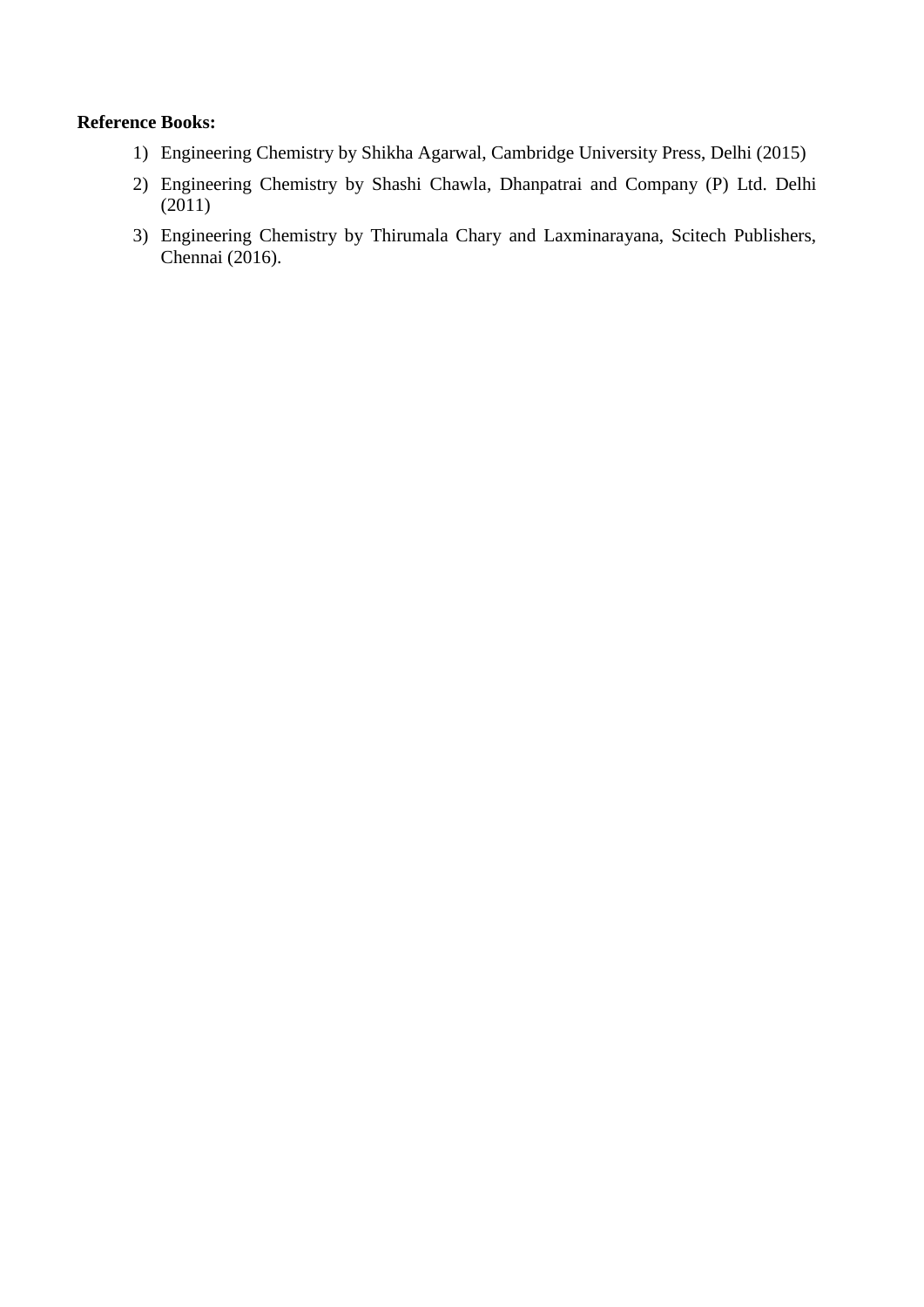**Reference Books:**

1) Engineering Chemistry by Shikha Agarwal, Cambridge University Press, Delhi (2015)
2) Engineering Chemistry by Shashi Chawla, Dhanpatrai and Company (P) Ltd. Delhi (2011)
3) Engineering Chemistry by Thirumala Chary and Laxminarayana, Scitech Publishers, Chennai (2016).